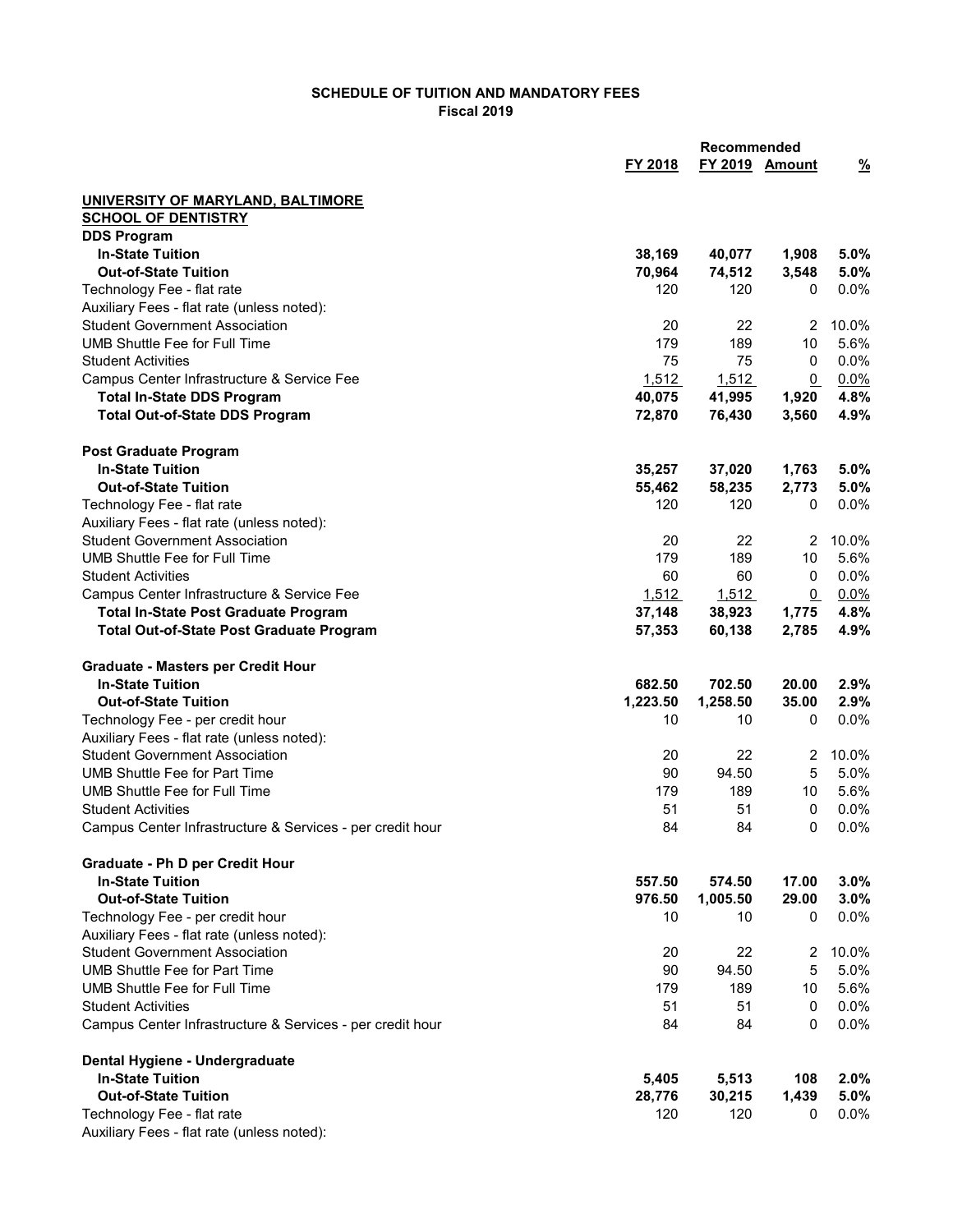**SCHEDULE OF TUITION AND MANDATORY FEES**
**Fiscal 2019**

| | FY 2018 | Recommended FY 2019 | Amount | % |
|---|---|---|---|---|
| **UNIVERSITY OF MARYLAND, BALTIMORE** | | | | |
| **SCHOOL OF DENTISTRY** | | | | |
| **DDS Program** | | | | |
| **In-State Tuition** | **38,169** | **40,077** | **1,908** | **5.0%** |
| **Out-of-State Tuition** | **70,964** | **74,512** | **3,548** | **5.0%** |
| Technology Fee - flat rate | 120 | 120 | 0 | 0.0% |
| Auxiliary Fees - flat rate (unless noted): | | | | |
| Student Government Association | 20 | 22 | 2 | 10.0% |
| UMB Shuttle Fee for Full Time | 179 | 189 | 10 | 5.6% |
| Student Activities | 75 | 75 | 0 | 0.0% |
| Campus Center Infrastructure & Service Fee | 1,512 | 1,512 | 0 | 0.0% |
| **Total In-State DDS Program** | **40,075** | **41,995** | **1,920** | **4.8%** |
| **Total Out-of-State DDS Program** | **72,870** | **76,430** | **3,560** | **4.9%** |
| | | | | |
| **Post Graduate Program** | | | | |
| **In-State Tuition** | **35,257** | **37,020** | **1,763** | **5.0%** |
| **Out-of-State Tuition** | **55,462** | **58,235** | **2,773** | **5.0%** |
| Technology Fee - flat rate | 120 | 120 | 0 | 0.0% |
| Auxiliary Fees - flat rate (unless noted): | | | | |
| Student Government Association | 20 | 22 | 2 | 10.0% |
| UMB Shuttle Fee for Full Time | 179 | 189 | 10 | 5.6% |
| Student Activities | 60 | 60 | 0 | 0.0% |
| Campus Center Infrastructure & Service Fee | 1,512 | 1,512 | 0 | 0.0% |
| **Total In-State Post Graduate Program** | **37,148** | **38,923** | **1,775** | **4.8%** |
| **Total Out-of-State Post Graduate Program** | **57,353** | **60,138** | **2,785** | **4.9%** |
| | | | | |
| **Graduate - Masters per Credit Hour** | | | | |
| **In-State Tuition** | **682.50** | **702.50** | **20.00** | **2.9%** |
| **Out-of-State Tuition** | **1,223.50** | **1,258.50** | **35.00** | **2.9%** |
| Technology Fee - per credit hour | 10 | 10 | 0 | 0.0% |
| Auxiliary Fees - flat rate (unless noted): | | | | |
| Student Government Association | 20 | 22 | 2 | 10.0% |
| UMB Shuttle Fee for Part Time | 90 | 94.50 | 5 | 5.0% |
| UMB Shuttle Fee for Full Time | 179 | 189 | 10 | 5.6% |
| Student Activities | 51 | 51 | 0 | 0.0% |
| Campus Center Infrastructure & Services - per credit hour | 84 | 84 | 0 | 0.0% |
| | | | | |
| **Graduate - Ph D per Credit Hour** | | | | |
| **In-State Tuition** | **557.50** | **574.50** | **17.00** | **3.0%** |
| **Out-of-State Tuition** | **976.50** | **1,005.50** | **29.00** | **3.0%** |
| Technology Fee - per credit hour | 10 | 10 | 0 | 0.0% |
| Auxiliary Fees - flat rate (unless noted): | | | | |
| Student Government Association | 20 | 22 | 2 | 10.0% |
| UMB Shuttle Fee for Part Time | 90 | 94.50 | 5 | 5.0% |
| UMB Shuttle Fee for Full Time | 179 | 189 | 10 | 5.6% |
| Student Activities | 51 | 51 | 0 | 0.0% |
| Campus Center Infrastructure & Services - per credit hour | 84 | 84 | 0 | 0.0% |
| | | | | |
| **Dental Hygiene - Undergraduate** | | | | |
| **In-State Tuition** | **5,405** | **5,513** | **108** | **2.0%** |
| **Out-of-State Tuition** | **28,776** | **30,215** | **1,439** | **5.0%** |
| Technology Fee - flat rate | 120 | 120 | 0 | 0.0% |
| Auxiliary Fees - flat rate (unless noted): | | | | |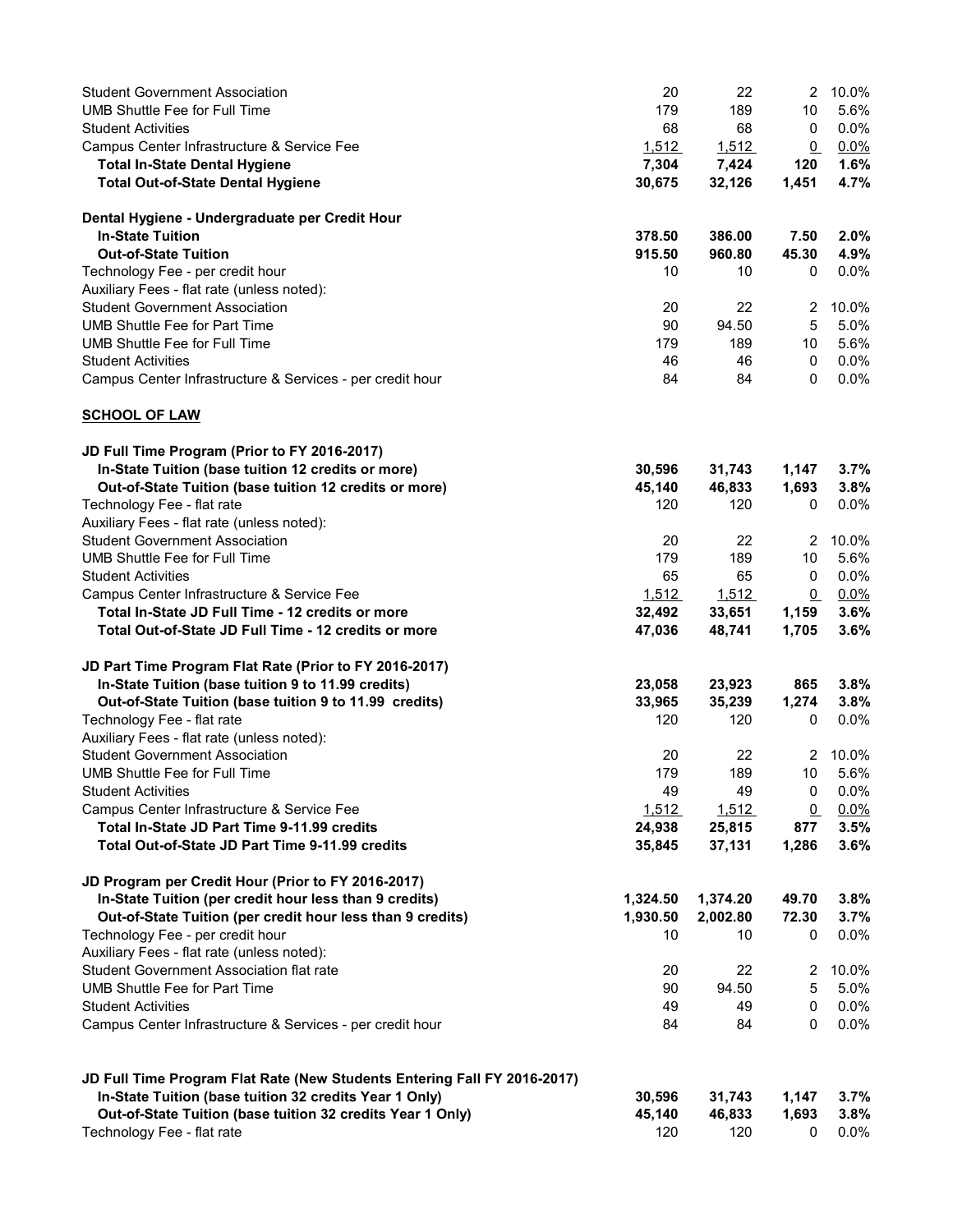| | | | | |
|---|---|---|---|---|
| Student Government Association | 20 | 22 | 2 | 10.0% |
| UMB Shuttle Fee for Full Time | 179 | 189 | 10 | 5.6% |
| Student Activities | 68 | 68 | 0 | 0.0% |
| Campus Center Infrastructure & Service Fee | 1,512 | 1,512 | 0 | 0.0% |
| **Total In-State Dental Hygiene** | **7,304** | **7,424** | **120** | **1.6%** |
| **Total Out-of-State Dental Hygiene** | **30,675** | **32,126** | **1,451** | **4.7%** |
| | | | | |
| **Dental Hygiene - Undergraduate per Credit Hour** | | | | |
| **In-State Tuition** | **378.50** | **386.00** | **7.50** | **2.0%** |
| **Out-of-State Tuition** | **915.50** | **960.80** | **45.30** | **4.9%** |
| Technology Fee - per credit hour | 10 | 10 | 0 | 0.0% |
| Auxiliary Fees - flat rate (unless noted): | | | | |
| Student Government Association | 20 | 22 | 2 | 10.0% |
| UMB Shuttle Fee for Part Time | 90 | 94.50 | 5 | 5.0% |
| UMB Shuttle Fee for Full Time | 179 | 189 | 10 | 5.6% |
| Student Activities | 46 | 46 | 0 | 0.0% |
| Campus Center Infrastructure & Services - per credit hour | 84 | 84 | 0 | 0.0% |

## SCHOOL OF LAW

| | | | | |
|---|---|---|---|---|
| **JD Full Time Program (Prior to FY 2016-2017)** | | | | |
| **In-State Tuition (base tuition 12 credits or more)** | **30,596** | **31,743** | **1,147** | **3.7%** |
| **Out-of-State Tuition (base tuition 12 credits or more)** | **45,140** | **46,833** | **1,693** | **3.8%** |
| Technology Fee - flat rate | 120 | 120 | 0 | 0.0% |
| Auxiliary Fees - flat rate (unless noted): | | | | |
| Student Government Association | 20 | 22 | 2 | 10.0% |
| UMB Shuttle Fee for Full Time | 179 | 189 | 10 | 5.6% |
| Student Activities | 65 | 65 | 0 | 0.0% |
| Campus Center Infrastructure & Service Fee | 1,512 | 1,512 | 0 | 0.0% |
| **Total In-State JD Full Time - 12 credits or more** | **32,492** | **33,651** | **1,159** | **3.6%** |
| **Total Out-of-State JD Full Time - 12 credits or more** | **47,036** | **48,741** | **1,705** | **3.6%** |
| | | | | |
| **JD Part Time Program Flat Rate (Prior to FY 2016-2017)** | | | | |
| **In-State Tuition (base tuition 9 to 11.99 credits)** | **23,058** | **23,923** | **865** | **3.8%** |
| **Out-of-State Tuition (base tuition 9 to 11.99 credits)** | **33,965** | **35,239** | **1,274** | **3.8%** |
| Technology Fee - flat rate | 120 | 120 | 0 | 0.0% |
| Auxiliary Fees - flat rate (unless noted): | | | | |
| Student Government Association | 20 | 22 | 2 | 10.0% |
| UMB Shuttle Fee for Full Time | 179 | 189 | 10 | 5.6% |
| Student Activities | 49 | 49 | 0 | 0.0% |
| Campus Center Infrastructure & Service Fee | 1,512 | 1,512 | 0 | 0.0% |
| **Total In-State JD Part Time 9-11.99 credits** | **24,938** | **25,815** | **877** | **3.5%** |
| **Total Out-of-State JD Part Time 9-11.99 credits** | **35,845** | **37,131** | **1,286** | **3.6%** |
| | | | | |
| **JD Program per Credit Hour (Prior to FY 2016-2017)** | | | | |
| **In-State Tuition (per credit hour less than 9 credits)** | **1,324.50** | **1,374.20** | **49.70** | **3.8%** |
| **Out-of-State Tuition (per credit hour less than 9 credits)** | **1,930.50** | **2,002.80** | **72.30** | **3.7%** |
| Technology Fee - per credit hour | 10 | 10 | 0 | 0.0% |
| Auxiliary Fees - flat rate (unless noted): | | | | |
| Student Government Association flat rate | 20 | 22 | 2 | 10.0% |
| UMB Shuttle Fee for Part Time | 90 | 94.50 | 5 | 5.0% |
| Student Activities | 49 | 49 | 0 | 0.0% |
| Campus Center Infrastructure & Services - per credit hour | 84 | 84 | 0 | 0.0% |
| | | | | |
| **JD Full Time Program Flat Rate (New Students Entering Fall FY 2016-2017)** | | | | |
| **In-State Tuition (base tuition 32 credits Year 1 Only)** | **30,596** | **31,743** | **1,147** | **3.7%** |
| **Out-of-State Tuition (base tuition 32 credits Year 1 Only)** | **45,140** | **46,833** | **1,693** | **3.8%** |
| Technology Fee - flat rate | 120 | 120 | 0 | 0.0% |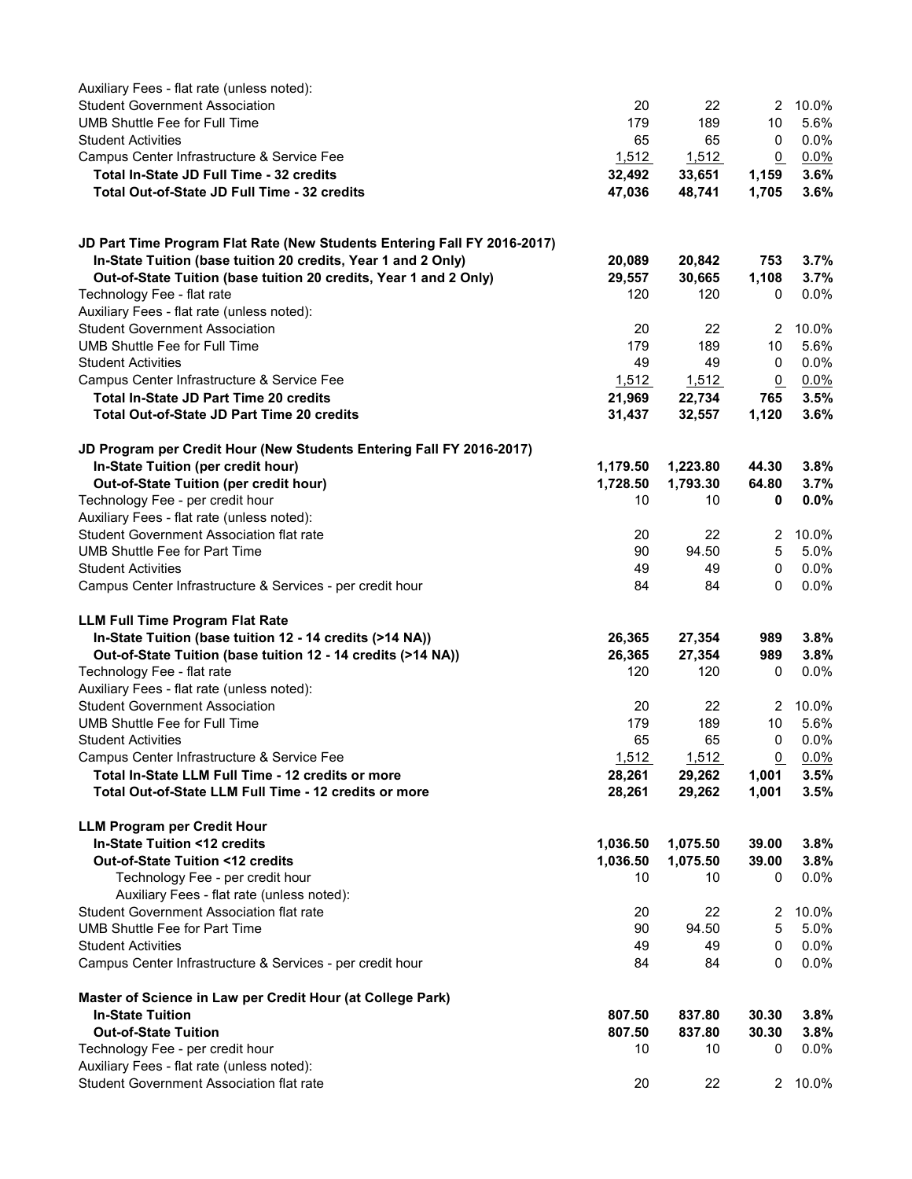| | | | | |
|---|---|---|---|---|
| Auxiliary Fees - flat rate (unless noted): | | | | |
| Student Government Association | 20 | 22 | 2 | 10.0% |
| UMB Shuttle Fee for Full Time | 179 | 189 | 10 | 5.6% |
| Student Activities | 65 | 65 | 0 | 0.0% |
| Campus Center Infrastructure & Service Fee | 1,512 | 1,512 | 0 | 0.0% |
| **Total In-State JD Full Time - 32 credits** | **32,492** | **33,651** | **1,159** | **3.6%** |
| **Total Out-of-State JD Full Time - 32 credits** | **47,036** | **48,741** | **1,705** | **3.6%** |
| | | | | |
| **JD Part Time Program Flat Rate (New Students Entering Fall FY 2016-2017)** | | | | |
| **In-State Tuition (base tuition 20 credits, Year 1 and 2 Only)** | **20,089** | **20,842** | **753** | **3.7%** |
| **Out-of-State Tuition (base tuition 20 credits, Year 1 and 2 Only)** | **29,557** | **30,665** | **1,108** | **3.7%** |
| Technology Fee - flat rate | 120 | 120 | 0 | 0.0% |
| Auxiliary Fees - flat rate (unless noted): | | | | |
| Student Government Association | 20 | 22 | 2 | 10.0% |
| UMB Shuttle Fee for Full Time | 179 | 189 | 10 | 5.6% |
| Student Activities | 49 | 49 | 0 | 0.0% |
| Campus Center Infrastructure & Service Fee | 1,512 | 1,512 | 0 | 0.0% |
| **Total In-State JD Part Time 20 credits** | **21,969** | **22,734** | **765** | **3.5%** |
| **Total Out-of-State JD Part Time 20 credits** | **31,437** | **32,557** | **1,120** | **3.6%** |
| | | | | |
| **JD Program per Credit Hour (New Students Entering Fall FY 2016-2017)** | | | | |
| **In-State Tuition (per credit hour)** | **1,179.50** | **1,223.80** | **44.30** | **3.8%** |
| **Out-of-State Tuition (per credit hour)** | **1,728.50** | **1,793.30** | **64.80** | **3.7%** |
| Technology Fee - per credit hour | 10 | 10 | **0** | **0.0%** |
| Auxiliary Fees - flat rate (unless noted): | | | | |
| Student Government Association flat rate | 20 | 22 | 2 | 10.0% |
| UMB Shuttle Fee for Part Time | 90 | 94.50 | 5 | 5.0% |
| Student Activities | 49 | 49 | 0 | 0.0% |
| Campus Center Infrastructure & Services - per credit hour | 84 | 84 | 0 | 0.0% |
| | | | | |
| **LLM Full Time Program Flat Rate** | | | | |
| **In-State Tuition (base tuition 12 - 14 credits (>14 NA))** | **26,365** | **27,354** | **989** | **3.8%** |
| **Out-of-State Tuition (base tuition 12 - 14 credits (>14 NA))** | **26,365** | **27,354** | **989** | **3.8%** |
| Technology Fee - flat rate | 120 | 120 | 0 | 0.0% |
| Auxiliary Fees - flat rate (unless noted): | | | | |
| Student Government Association | 20 | 22 | 2 | 10.0% |
| UMB Shuttle Fee for Full Time | 179 | 189 | 10 | 5.6% |
| Student Activities | 65 | 65 | 0 | 0.0% |
| Campus Center Infrastructure & Service Fee | 1,512 | 1,512 | 0 | 0.0% |
| **Total In-State LLM Full Time - 12 credits or more** | **28,261** | **29,262** | **1,001** | **3.5%** |
| **Total Out-of-State LLM Full Time - 12 credits or more** | **28,261** | **29,262** | **1,001** | **3.5%** |
| | | | | |
| **LLM Program per Credit Hour** | | | | |
| **In-State Tuition <12 credits** | **1,036.50** | **1,075.50** | **39.00** | **3.8%** |
| **Out-of-State Tuition <12 credits** | **1,036.50** | **1,075.50** | **39.00** | **3.8%** |
| Technology Fee - per credit hour | 10 | 10 | 0 | 0.0% |
| Auxiliary Fees - flat rate (unless noted): | | | | |
| Student Government Association flat rate | 20 | 22 | 2 | 10.0% |
| UMB Shuttle Fee for Part Time | 90 | 94.50 | 5 | 5.0% |
| Student Activities | 49 | 49 | 0 | 0.0% |
| Campus Center Infrastructure & Services - per credit hour | 84 | 84 | 0 | 0.0% |
| | | | | |
| **Master of Science in Law per Credit Hour (at College Park)** | | | | |
| **In-State Tuition** | **807.50** | **837.80** | **30.30** | **3.8%** |
| **Out-of-State Tuition** | **807.50** | **837.80** | **30.30** | **3.8%** |
| Technology Fee - per credit hour | 10 | 10 | 0 | 0.0% |
| Auxiliary Fees - flat rate (unless noted): | | | | |
| Student Government Association flat rate | 20 | 22 | 2 | 10.0% |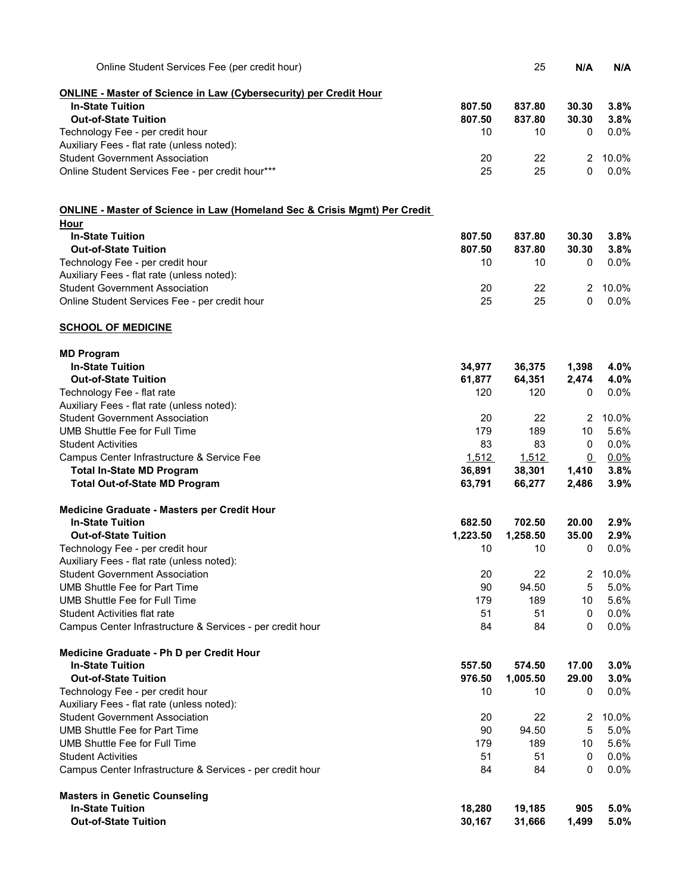| | | | | |
|---|---|---|---|---|
| Online Student Services Fee (per credit hour) | | 25 | **N/A** | **N/A** |
| | | | | |
| **ONLINE - Master of Science in Law (Cybersecurity) per Credit Hour** | | | | |
| **In-State Tuition** | **807.50** | **837.80** | **30.30** | **3.8%** |
| **Out-of-State Tuition** | **807.50** | **837.80** | **30.30** | **3.8%** |
| Technology Fee - per credit hour | 10 | 10 | 0 | 0.0% |
| Auxiliary Fees - flat rate (unless noted): | | | | |
| Student Government Association | 20 | 22 | 2 | 10.0% |
| Online Student Services Fee - per credit hour*** | 25 | 25 | 0 | 0.0% |
| | | | | |
| **ONLINE - Master of Science in Law (Homeland Sec & Crisis Mgmt) Per Credit Hour** | | | | |
| **In-State Tuition** | **807.50** | **837.80** | **30.30** | **3.8%** |
| **Out-of-State Tuition** | **807.50** | **837.80** | **30.30** | **3.8%** |
| Technology Fee - per credit hour | 10 | 10 | 0 | 0.0% |
| Auxiliary Fees - flat rate (unless noted): | | | | |
| Student Government Association | 20 | 22 | 2 | 10.0% |
| Online Student Services Fee - per credit hour | 25 | 25 | 0 | 0.0% |
| | | | | |
| **SCHOOL OF MEDICINE** | | | | |
| | | | | |
| **MD Program** | | | | |
| **In-State Tuition** | **34,977** | **36,375** | **1,398** | **4.0%** |
| **Out-of-State Tuition** | **61,877** | **64,351** | **2,474** | **4.0%** |
| Technology Fee - flat rate | 120 | 120 | 0 | 0.0% |
| Auxiliary Fees - flat rate (unless noted): | | | | |
| Student Government Association | 20 | 22 | 2 | 10.0% |
| UMB Shuttle Fee for Full Time | 179 | 189 | 10 | 5.6% |
| Student Activities | 83 | 83 | 0 | 0.0% |
| Campus Center Infrastructure & Service Fee | 1,512 | 1,512 | 0 | 0.0% |
| **Total In-State MD Program** | **36,891** | **38,301** | **1,410** | **3.8%** |
| **Total Out-of-State MD Program** | **63,791** | **66,277** | **2,486** | **3.9%** |
| | | | | |
| **Medicine Graduate - Masters per Credit Hour** | | | | |
| **In-State Tuition** | **682.50** | **702.50** | **20.00** | **2.9%** |
| **Out-of-State Tuition** | **1,223.50** | **1,258.50** | **35.00** | **2.9%** |
| Technology Fee - per credit hour | 10 | 10 | 0 | 0.0% |
| Auxiliary Fees - flat rate (unless noted): | | | | |
| Student Government Association | 20 | 22 | 2 | 10.0% |
| UMB Shuttle Fee for Part Time | 90 | 94.50 | 5 | 5.0% |
| UMB Shuttle Fee for Full Time | 179 | 189 | 10 | 5.6% |
| Student Activities flat rate | 51 | 51 | 0 | 0.0% |
| Campus Center Infrastructure & Services - per credit hour | 84 | 84 | 0 | 0.0% |
| | | | | |
| **Medicine Graduate - Ph D per Credit Hour** | | | | |
| **In-State Tuition** | **557.50** | **574.50** | **17.00** | **3.0%** |
| **Out-of-State Tuition** | **976.50** | **1,005.50** | **29.00** | **3.0%** |
| Technology Fee - per credit hour | 10 | 10 | 0 | 0.0% |
| Auxiliary Fees - flat rate (unless noted): | | | | |
| Student Government Association | 20 | 22 | 2 | 10.0% |
| UMB Shuttle Fee for Part Time | 90 | 94.50 | 5 | 5.0% |
| UMB Shuttle Fee for Full Time | 179 | 189 | 10 | 5.6% |
| Student Activities | 51 | 51 | 0 | 0.0% |
| Campus Center Infrastructure & Services - per credit hour | 84 | 84 | 0 | 0.0% |
| | | | | |
| **Masters in Genetic Counseling** | | | | |
| **In-State Tuition** | **18,280** | **19,185** | **905** | **5.0%** |
| **Out-of-State Tuition** | **30,167** | **31,666** | **1,499** | **5.0%** |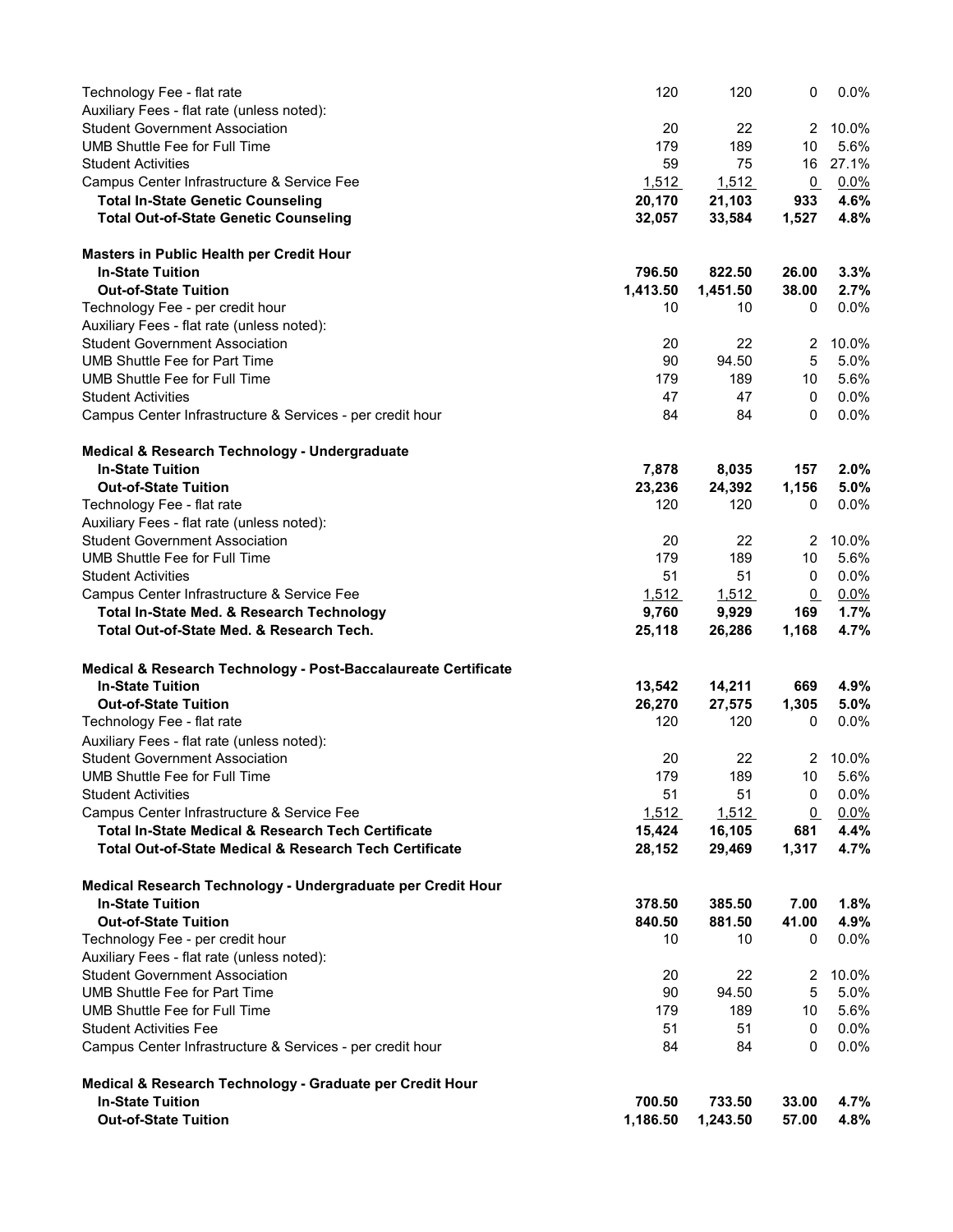| | | | | |
|---|---|---|---|---|
| Technology Fee - flat rate | 120 | 120 | 0 | 0.0% |
| Auxiliary Fees - flat rate (unless noted): | | | | |
| Student Government Association | 20 | 22 | 2 | 10.0% |
| UMB Shuttle Fee for Full Time | 179 | 189 | 10 | 5.6% |
| Student Activities | 59 | 75 | 16 | 27.1% |
| Campus Center Infrastructure & Service Fee | 1,512 | 1,512 | 0 | 0.0% |
| **Total In-State Genetic Counseling** | **20,170** | **21,103** | **933** | **4.6%** |
| **Total Out-of-State Genetic Counseling** | **32,057** | **33,584** | **1,527** | **4.8%** |
| | | | | |
| **Masters in Public Health per Credit Hour** | | | | |
| **In-State Tuition** | **796.50** | **822.50** | **26.00** | **3.3%** |
| **Out-of-State Tuition** | **1,413.50** | **1,451.50** | **38.00** | **2.7%** |
| Technology Fee - per credit hour | 10 | 10 | 0 | 0.0% |
| Auxiliary Fees - flat rate (unless noted): | | | | |
| Student Government Association | 20 | 22 | 2 | 10.0% |
| UMB Shuttle Fee for Part Time | 90 | 94.50 | 5 | 5.0% |
| UMB Shuttle Fee for Full Time | 179 | 189 | 10 | 5.6% |
| Student Activities | 47 | 47 | 0 | 0.0% |
| Campus Center Infrastructure & Services - per credit hour | 84 | 84 | 0 | 0.0% |
| | | | | |
| **Medical & Research Technology - Undergraduate** | | | | |
| **In-State Tuition** | **7,878** | **8,035** | **157** | **2.0%** |
| **Out-of-State Tuition** | **23,236** | **24,392** | **1,156** | **5.0%** |
| Technology Fee - flat rate | 120 | 120 | 0 | 0.0% |
| Auxiliary Fees - flat rate (unless noted): | | | | |
| Student Government Association | 20 | 22 | 2 | 10.0% |
| UMB Shuttle Fee for Full Time | 179 | 189 | 10 | 5.6% |
| Student Activities | 51 | 51 | 0 | 0.0% |
| Campus Center Infrastructure & Service Fee | 1,512 | 1,512 | 0 | 0.0% |
| **Total In-State Med. & Research Technology** | **9,760** | **9,929** | **169** | **1.7%** |
| **Total Out-of-State Med. & Research Tech.** | **25,118** | **26,286** | **1,168** | **4.7%** |
| | | | | |
| **Medical & Research Technology - Post-Baccalaureate Certificate** | | | | |
| **In-State Tuition** | **13,542** | **14,211** | **669** | **4.9%** |
| **Out-of-State Tuition** | **26,270** | **27,575** | **1,305** | **5.0%** |
| Technology Fee - flat rate | 120 | 120 | 0 | 0.0% |
| Auxiliary Fees - flat rate (unless noted): | | | | |
| Student Government Association | 20 | 22 | 2 | 10.0% |
| UMB Shuttle Fee for Full Time | 179 | 189 | 10 | 5.6% |
| Student Activities | 51 | 51 | 0 | 0.0% |
| Campus Center Infrastructure & Service Fee | 1,512 | 1,512 | 0 | 0.0% |
| **Total In-State Medical & Research Tech Certificate** | **15,424** | **16,105** | **681** | **4.4%** |
| **Total Out-of-State Medical & Research Tech Certificate** | **28,152** | **29,469** | **1,317** | **4.7%** |
| | | | | |
| **Medical Research Technology - Undergraduate per Credit Hour** | | | | |
| **In-State Tuition** | **378.50** | **385.50** | **7.00** | **1.8%** |
| **Out-of-State Tuition** | **840.50** | **881.50** | **41.00** | **4.9%** |
| Technology Fee - per credit hour | 10 | 10 | 0 | 0.0% |
| Auxiliary Fees - flat rate (unless noted): | | | | |
| Student Government Association | 20 | 22 | 2 | 10.0% |
| UMB Shuttle Fee for Part Time | 90 | 94.50 | 5 | 5.0% |
| UMB Shuttle Fee for Full Time | 179 | 189 | 10 | 5.6% |
| Student Activities Fee | 51 | 51 | 0 | 0.0% |
| Campus Center Infrastructure & Services - per credit hour | 84 | 84 | 0 | 0.0% |
| | | | | |
| **Medical & Research Technology - Graduate per Credit Hour** | | | | |
| **In-State Tuition** | **700.50** | **733.50** | **33.00** | **4.7%** |
| **Out-of-State Tuition** | **1,186.50** | **1,243.50** | **57.00** | **4.8%** |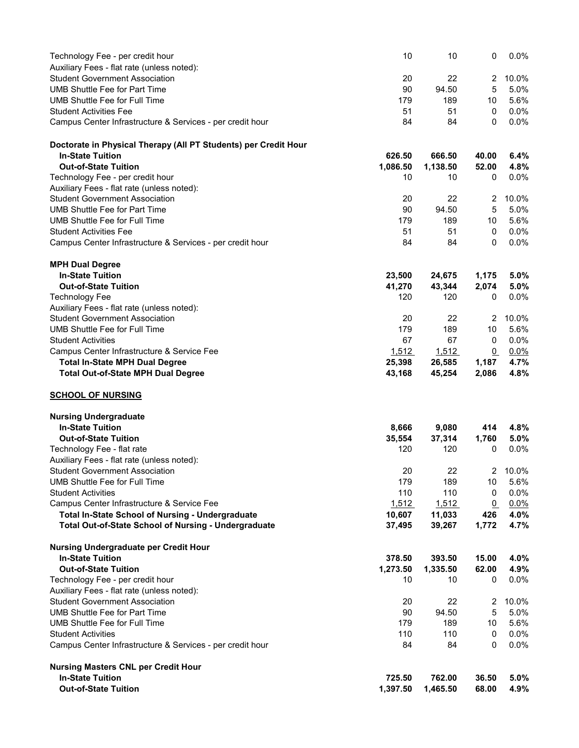| | | | | |
|---|---|---|---|---|
| Technology Fee - per credit hour | 10 | 10 | 0 | 0.0% |
| Auxiliary Fees - flat rate (unless noted): | | | | |
| Student Government Association | 20 | 22 | 2 | 10.0% |
| UMB Shuttle Fee for Part Time | 90 | 94.50 | 5 | 5.0% |
| UMB Shuttle Fee for Full Time | 179 | 189 | 10 | 5.6% |
| Student Activities Fee | 51 | 51 | 0 | 0.0% |
| Campus Center Infrastructure & Services - per credit hour | 84 | 84 | 0 | 0.0% |
| | | | | |
| **Doctorate in Physical Therapy (All PT Students) per Credit Hour** | | | | |
| **In-State Tuition** | **626.50** | **666.50** | **40.00** | **6.4%** |
| **Out-of-State Tuition** | **1,086.50** | **1,138.50** | **52.00** | **4.8%** |
| Technology Fee - per credit hour | 10 | 10 | 0 | 0.0% |
| Auxiliary Fees - flat rate (unless noted): | | | | |
| Student Government Association | 20 | 22 | 2 | 10.0% |
| UMB Shuttle Fee for Part Time | 90 | 94.50 | 5 | 5.0% |
| UMB Shuttle Fee for Full Time | 179 | 189 | 10 | 5.6% |
| Student Activities Fee | 51 | 51 | 0 | 0.0% |
| Campus Center Infrastructure & Services - per credit hour | 84 | 84 | 0 | 0.0% |
| | | | | |
| **MPH Dual Degree** | | | | |
| **In-State Tuition** | **23,500** | **24,675** | **1,175** | **5.0%** |
| **Out-of-State Tuition** | **41,270** | **43,344** | **2,074** | **5.0%** |
| Technology Fee | 120 | 120 | 0 | 0.0% |
| Auxiliary Fees - flat rate (unless noted): | | | | |
| Student Government Association | 20 | 22 | 2 | 10.0% |
| UMB Shuttle Fee for Full Time | 179 | 189 | 10 | 5.6% |
| Student Activities | 67 | 67 | 0 | 0.0% |
| Campus Center Infrastructure & Service Fee | 1,512 | 1,512 | 0 | 0.0% |
| **Total In-State MPH Dual Degree** | **25,398** | **26,585** | **1,187** | **4.7%** |
| **Total Out-of-State MPH Dual Degree** | **43,168** | **45,254** | **2,086** | **4.8%** |
| | | | | |
| **SCHOOL OF NURSING** | | | | |
| | | | | |
| **Nursing Undergraduate** | | | | |
| **In-State Tuition** | **8,666** | **9,080** | **414** | **4.8%** |
| **Out-of-State Tuition** | **35,554** | **37,314** | **1,760** | **5.0%** |
| Technology Fee - flat rate | 120 | 120 | 0 | 0.0% |
| Auxiliary Fees - flat rate (unless noted): | | | | |
| Student Government Association | 20 | 22 | 2 | 10.0% |
| UMB Shuttle Fee for Full Time | 179 | 189 | 10 | 5.6% |
| Student Activities | 110 | 110 | 0 | 0.0% |
| Campus Center Infrastructure & Service Fee | 1,512 | 1,512 | 0 | 0.0% |
| **Total In-State School of Nursing - Undergraduate** | **10,607** | **11,033** | **426** | **4.0%** |
| **Total Out-of-State School of Nursing - Undergraduate** | **37,495** | **39,267** | **1,772** | **4.7%** |
| | | | | |
| **Nursing Undergraduate per Credit Hour** | | | | |
| **In-State Tuition** | **378.50** | **393.50** | **15.00** | **4.0%** |
| **Out-of-State Tuition** | **1,273.50** | **1,335.50** | **62.00** | **4.9%** |
| Technology Fee - per credit hour | 10 | 10 | 0 | 0.0% |
| Auxiliary Fees - flat rate (unless noted): | | | | |
| Student Government Association | 20 | 22 | 2 | 10.0% |
| UMB Shuttle Fee for Part Time | 90 | 94.50 | 5 | 5.0% |
| UMB Shuttle Fee for Full Time | 179 | 189 | 10 | 5.6% |
| Student Activities | 110 | 110 | 0 | 0.0% |
| Campus Center Infrastructure & Services - per credit hour | 84 | 84 | 0 | 0.0% |
| | | | | |
| **Nursing Masters CNL per Credit Hour** | | | | |
| **In-State Tuition** | **725.50** | **762.00** | **36.50** | **5.0%** |
| **Out-of-State Tuition** | **1,397.50** | **1,465.50** | **68.00** | **4.9%** |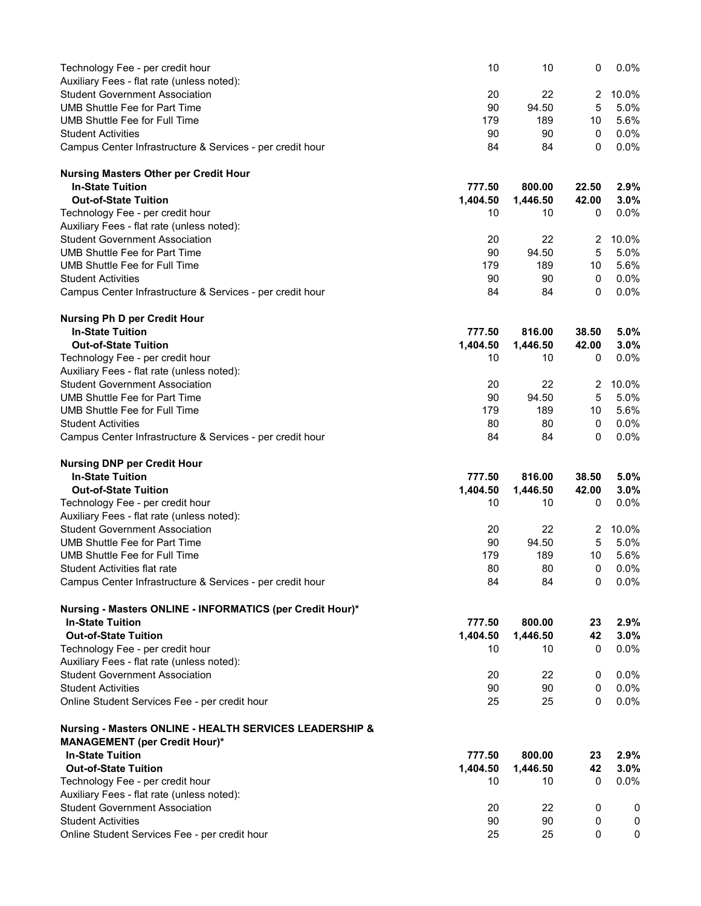| | | | | |
|---|---|---|---|---|
| Technology Fee - per credit hour | 10 | 10 | 0 | 0.0% |
| Auxiliary Fees - flat rate (unless noted): | | | | |
| Student Government Association | 20 | 22 | 2 | 10.0% |
| UMB Shuttle Fee for Part Time | 90 | 94.50 | 5 | 5.0% |
| UMB Shuttle Fee for Full Time | 179 | 189 | 10 | 5.6% |
| Student Activities | 90 | 90 | 0 | 0.0% |
| Campus Center Infrastructure & Services - per credit hour | 84 | 84 | 0 | 0.0% |
| | | | | |
| **Nursing Masters Other per Credit Hour** | | | | |
| **In-State Tuition** | **777.50** | **800.00** | **22.50** | **2.9%** |
| **Out-of-State Tuition** | **1,404.50** | **1,446.50** | **42.00** | **3.0%** |
| Technology Fee - per credit hour | 10 | 10 | 0 | 0.0% |
| Auxiliary Fees - flat rate (unless noted): | | | | |
| Student Government Association | 20 | 22 | 2 | 10.0% |
| UMB Shuttle Fee for Part Time | 90 | 94.50 | 5 | 5.0% |
| UMB Shuttle Fee for Full Time | 179 | 189 | 10 | 5.6% |
| Student Activities | 90 | 90 | 0 | 0.0% |
| Campus Center Infrastructure & Services - per credit hour | 84 | 84 | 0 | 0.0% |
| | | | | |
| **Nursing Ph D per Credit Hour** | | | | |
| **In-State Tuition** | **777.50** | **816.00** | **38.50** | **5.0%** |
| **Out-of-State Tuition** | **1,404.50** | **1,446.50** | **42.00** | **3.0%** |
| Technology Fee - per credit hour | 10 | 10 | 0 | 0.0% |
| Auxiliary Fees - flat rate (unless noted): | | | | |
| Student Government Association | 20 | 22 | 2 | 10.0% |
| UMB Shuttle Fee for Part Time | 90 | 94.50 | 5 | 5.0% |
| UMB Shuttle Fee for Full Time | 179 | 189 | 10 | 5.6% |
| Student Activities | 80 | 80 | 0 | 0.0% |
| Campus Center Infrastructure & Services - per credit hour | 84 | 84 | 0 | 0.0% |
| | | | | |
| **Nursing DNP per Credit Hour** | | | | |
| **In-State Tuition** | **777.50** | **816.00** | **38.50** | **5.0%** |
| **Out-of-State Tuition** | **1,404.50** | **1,446.50** | **42.00** | **3.0%** |
| Technology Fee - per credit hour | 10 | 10 | 0 | 0.0% |
| Auxiliary Fees - flat rate (unless noted): | | | | |
| Student Government Association | 20 | 22 | 2 | 10.0% |
| UMB Shuttle Fee for Part Time | 90 | 94.50 | 5 | 5.0% |
| UMB Shuttle Fee for Full Time | 179 | 189 | 10 | 5.6% |
| Student Activities flat rate | 80 | 80 | 0 | 0.0% |
| Campus Center Infrastructure & Services - per credit hour | 84 | 84 | 0 | 0.0% |
| | | | | |
| **Nursing - Masters ONLINE - INFORMATICS (per Credit Hour)*** | | | | |
| **In-State Tuition** | **777.50** | **800.00** | **23** | **2.9%** |
| **Out-of-State Tuition** | **1,404.50** | **1,446.50** | **42** | **3.0%** |
| Technology Fee - per credit hour | 10 | 10 | 0 | 0.0% |
| Auxiliary Fees - flat rate (unless noted): | | | | |
| Student Government Association | 20 | 22 | 0 | 0.0% |
| Student Activities | 90 | 90 | 0 | 0.0% |
| Online Student Services Fee - per credit hour | 25 | 25 | 0 | 0.0% |
| | | | | |
| **Nursing - Masters ONLINE - HEALTH SERVICES LEADERSHIP & MANAGEMENT (per Credit Hour)*** | | | | |
| **In-State Tuition** | **777.50** | **800.00** | **23** | **2.9%** |
| **Out-of-State Tuition** | **1,404.50** | **1,446.50** | **42** | **3.0%** |
| Technology Fee - per credit hour | 10 | 10 | 0 | 0.0% |
| Auxiliary Fees - flat rate (unless noted): | | | | |
| Student Government Association | 20 | 22 | 0 | 0 |
| Student Activities | 90 | 90 | 0 | 0 |
| Online Student Services Fee - per credit hour | 25 | 25 | 0 | 0 |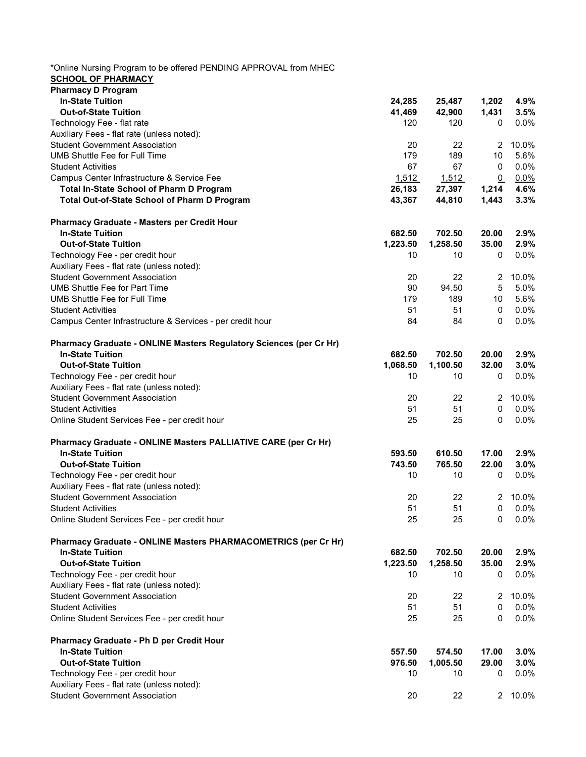*Online Nursing Program to be offered PENDING APPROVAL from MHEC

**SCHOOL OF PHARMACY**

| | | | | |
|---|---|---|---|---|
| **Pharmacy D Program** | | | | |
| **In-State Tuition** | **24,285** | **25,487** | **1,202** | **4.9%** |
| **Out-of-State Tuition** | **41,469** | **42,900** | **1,431** | **3.5%** |
| Technology Fee - flat rate | 120 | 120 | 0 | 0.0% |
| Auxiliary Fees - flat rate (unless noted): | | | | |
| Student Government Association | 20 | 22 | 2 | 10.0% |
| UMB Shuttle Fee for Full Time | 179 | 189 | 10 | 5.6% |
| Student Activities | 67 | 67 | 0 | 0.0% |
| Campus Center Infrastructure & Service Fee | 1,512 | 1,512 | 0 | 0.0% |
| **Total In-State School of Pharm D Program** | **26,183** | **27,397** | **1,214** | **4.6%** |
| **Total Out-of-State School of Pharm D Program** | **43,367** | **44,810** | **1,443** | **3.3%** |
| | | | | |
| **Pharmacy Graduate - Masters per Credit Hour** | | | | |
| **In-State Tuition** | **682.50** | **702.50** | **20.00** | **2.9%** |
| **Out-of-State Tuition** | **1,223.50** | **1,258.50** | **35.00** | **2.9%** |
| Technology Fee - per credit hour | 10 | 10 | 0 | 0.0% |
| Auxiliary Fees - flat rate (unless noted): | | | | |
| Student Government Association | 20 | 22 | 2 | 10.0% |
| UMB Shuttle Fee for Part Time | 90 | 94.50 | 5 | 5.0% |
| UMB Shuttle Fee for Full Time | 179 | 189 | 10 | 5.6% |
| Student Activities | 51 | 51 | 0 | 0.0% |
| Campus Center Infrastructure & Services - per credit hour | 84 | 84 | 0 | 0.0% |
| | | | | |
| **Pharmacy Graduate - ONLINE Masters Regulatory Sciences (per Cr Hr)** | | | | |
| **In-State Tuition** | **682.50** | **702.50** | **20.00** | **2.9%** |
| **Out-of-State Tuition** | **1,068.50** | **1,100.50** | **32.00** | **3.0%** |
| Technology Fee - per credit hour | 10 | 10 | 0 | 0.0% |
| Auxiliary Fees - flat rate (unless noted): | | | | |
| Student Government Association | 20 | 22 | 2 | 10.0% |
| Student Activities | 51 | 51 | 0 | 0.0% |
| Online Student Services Fee - per credit hour | 25 | 25 | 0 | 0.0% |
| | | | | |
| **Pharmacy Graduate - ONLINE Masters PALLIATIVE CARE (per Cr Hr)** | | | | |
| **In-State Tuition** | **593.50** | **610.50** | **17.00** | **2.9%** |
| **Out-of-State Tuition** | **743.50** | **765.50** | **22.00** | **3.0%** |
| Technology Fee - per credit hour | 10 | 10 | 0 | 0.0% |
| Auxiliary Fees - flat rate (unless noted): | | | | |
| Student Government Association | 20 | 22 | 2 | 10.0% |
| Student Activities | 51 | 51 | 0 | 0.0% |
| Online Student Services Fee - per credit hour | 25 | 25 | 0 | 0.0% |
| | | | | |
| **Pharmacy Graduate - ONLINE Masters PHARMACOMETRICS (per Cr Hr)** | | | | |
| **In-State Tuition** | **682.50** | **702.50** | **20.00** | **2.9%** |
| **Out-of-State Tuition** | **1,223.50** | **1,258.50** | **35.00** | **2.9%** |
| Technology Fee - per credit hour | 10 | 10 | 0 | 0.0% |
| Auxiliary Fees - flat rate (unless noted): | | | | |
| Student Government Association | 20 | 22 | 2 | 10.0% |
| Student Activities | 51 | 51 | 0 | 0.0% |
| Online Student Services Fee - per credit hour | 25 | 25 | 0 | 0.0% |
| | | | | |
| **Pharmacy Graduate - Ph D per Credit Hour** | | | | |
| **In-State Tuition** | **557.50** | **574.50** | **17.00** | **3.0%** |
| **Out-of-State Tuition** | **976.50** | **1,005.50** | **29.00** | **3.0%** |
| Technology Fee - per credit hour | 10 | 10 | 0 | 0.0% |
| Auxiliary Fees - flat rate (unless noted): | | | | |
| Student Government Association | 20 | 22 | 2 | 10.0% |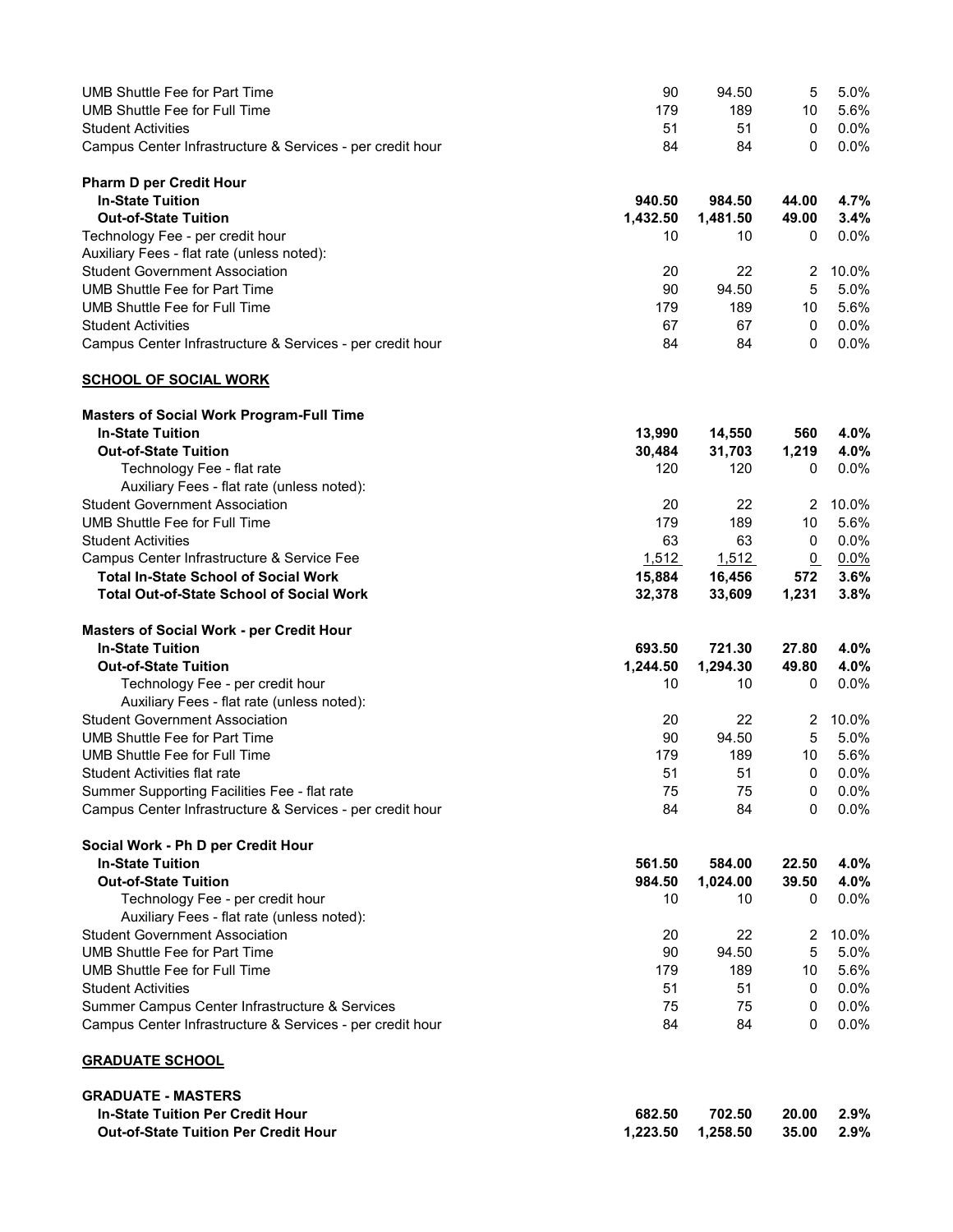| | | | | |
|---|---|---|---|---|
| UMB Shuttle Fee for Part Time | 90 | 94.50 | 5 | 5.0% |
| UMB Shuttle Fee for Full Time | 179 | 189 | 10 | 5.6% |
| Student Activities | 51 | 51 | 0 | 0.0% |
| Campus Center Infrastructure & Services - per credit hour | 84 | 84 | 0 | 0.0% |
| | | | | |
| **Pharm D per Credit Hour** | | | | |
| **In-State Tuition** | **940.50** | **984.50** | **44.00** | **4.7%** |
| **Out-of-State Tuition** | **1,432.50** | **1,481.50** | **49.00** | **3.4%** |
| Technology Fee - per credit hour | 10 | 10 | 0 | 0.0% |
| Auxiliary Fees - flat rate (unless noted): | | | | |
| Student Government Association | 20 | 22 | 2 | 10.0% |
| UMB Shuttle Fee for Part Time | 90 | 94.50 | 5 | 5.0% |
| UMB Shuttle Fee for Full Time | 179 | 189 | 10 | 5.6% |
| Student Activities | 67 | 67 | 0 | 0.0% |
| Campus Center Infrastructure & Services - per credit hour | 84 | 84 | 0 | 0.0% |
| | | | | |
| **<u>SCHOOL OF SOCIAL WORK</u>** | | | | |
| | | | | |
| **Masters of Social Work Program-Full Time** | | | | |
| **In-State Tuition** | **13,990** | **14,550** | **560** | **4.0%** |
| **Out-of-State Tuition** | **30,484** | **31,703** | **1,219** | **4.0%** |
| Technology Fee - flat rate | 120 | 120 | 0 | 0.0% |
| Auxiliary Fees - flat rate (unless noted): | | | | |
| Student Government Association | 20 | 22 | 2 | 10.0% |
| UMB Shuttle Fee for Full Time | 179 | 189 | 10 | 5.6% |
| Student Activities | 63 | 63 | 0 | 0.0% |
| Campus Center Infrastructure & Service Fee | 1,512 | 1,512 | 0 | 0.0% |
| **Total In-State School of Social Work** | **15,884** | **16,456** | **572** | **3.6%** |
| **Total Out-of-State School of Social Work** | **32,378** | **33,609** | **1,231** | **3.8%** |
| | | | | |
| **Masters of Social Work - per Credit Hour** | | | | |
| **In-State Tuition** | **693.50** | **721.30** | **27.80** | **4.0%** |
| **Out-of-State Tuition** | **1,244.50** | **1,294.30** | **49.80** | **4.0%** |
| Technology Fee - per credit hour | 10 | 10 | 0 | 0.0% |
| Auxiliary Fees - flat rate (unless noted): | | | | |
| Student Government Association | 20 | 22 | 2 | 10.0% |
| UMB Shuttle Fee for Part Time | 90 | 94.50 | 5 | 5.0% |
| UMB Shuttle Fee for Full Time | 179 | 189 | 10 | 5.6% |
| Student Activities flat rate | 51 | 51 | 0 | 0.0% |
| Summer Supporting Facilities Fee - flat rate | 75 | 75 | 0 | 0.0% |
| Campus Center Infrastructure & Services - per credit hour | 84 | 84 | 0 | 0.0% |
| | | | | |
| **Social Work - Ph D per Credit Hour** | | | | |
| **In-State Tuition** | **561.50** | **584.00** | **22.50** | **4.0%** |
| **Out-of-State Tuition** | **984.50** | **1,024.00** | **39.50** | **4.0%** |
| Technology Fee - per credit hour | 10 | 10 | 0 | 0.0% |
| Auxiliary Fees - flat rate (unless noted): | | | | |
| Student Government Association | 20 | 22 | 2 | 10.0% |
| UMB Shuttle Fee for Part Time | 90 | 94.50 | 5 | 5.0% |
| UMB Shuttle Fee for Full Time | 179 | 189 | 10 | 5.6% |
| Student Activities | 51 | 51 | 0 | 0.0% |
| Summer Campus Center Infrastructure & Services | 75 | 75 | 0 | 0.0% |
| Campus Center Infrastructure & Services - per credit hour | 84 | 84 | 0 | 0.0% |
| | | | | |
| **<u>GRADUATE SCHOOL</u>** | | | | |
| | | | | |
| **GRADUATE - MASTERS** | | | | |
| **In-State Tuition Per Credit Hour** | **682.50** | **702.50** | **20.00** | **2.9%** |
| **Out-of-State Tuition Per Credit Hour** | **1,223.50** | **1,258.50** | **35.00** | **2.9%** |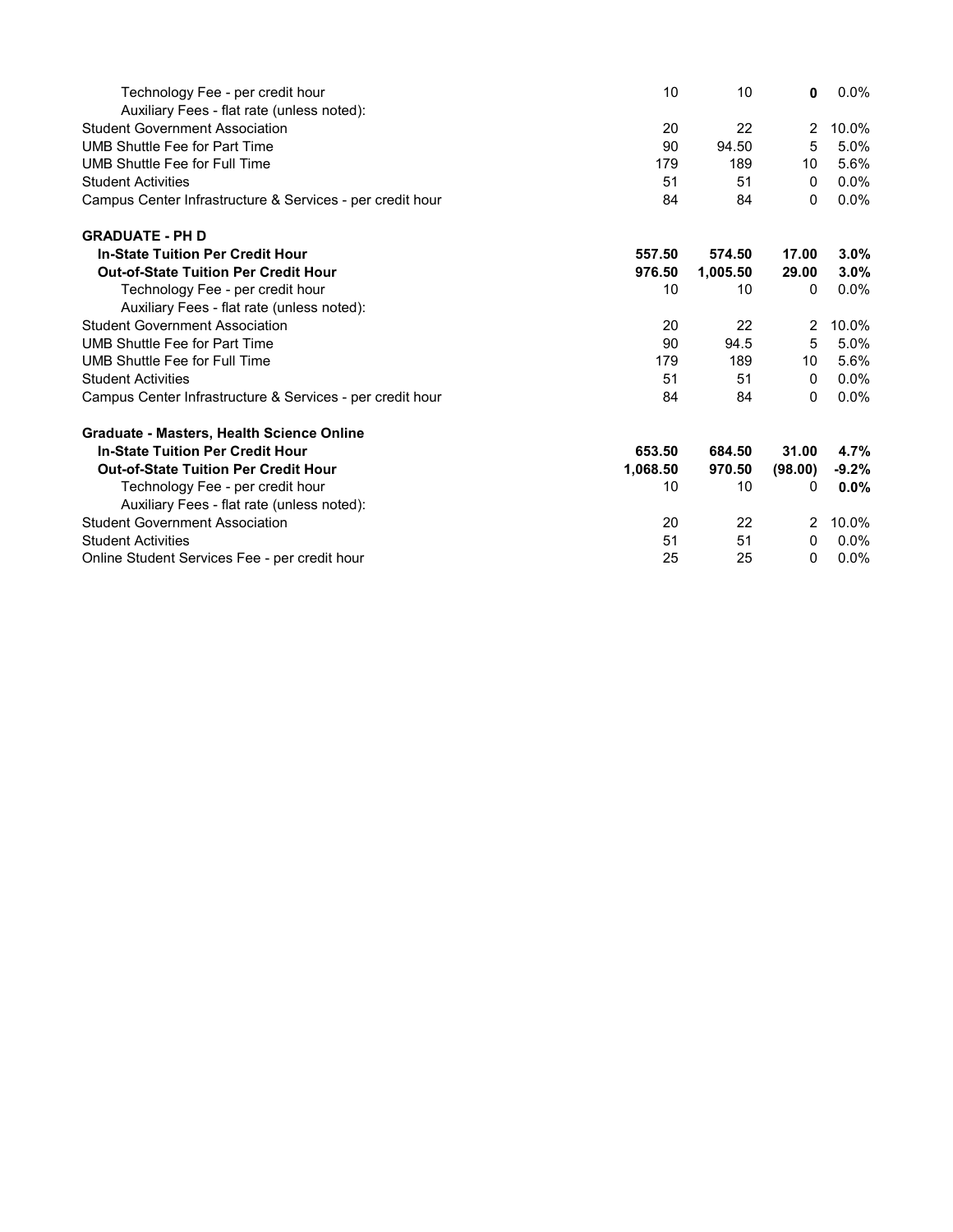| | | | | |
|---|---|---|---|---|
| Technology Fee - per credit hour | 10 | 10 | **0** | 0.0% |
| Auxiliary Fees - flat rate (unless noted): | | | | |
| Student Government Association | 20 | 22 | 2 | 10.0% |
| UMB Shuttle Fee for Part Time | 90 | 94.50 | 5 | 5.0% |
| UMB Shuttle Fee for Full Time | 179 | 189 | 10 | 5.6% |
| Student Activities | 51 | 51 | 0 | 0.0% |
| Campus Center Infrastructure & Services - per credit hour | 84 | 84 | 0 | 0.0% |
| | | | | |
| **GRADUATE - PH D** | | | | |
| **In-State Tuition Per Credit Hour** | **557.50** | **574.50** | **17.00** | **3.0%** |
| **Out-of-State Tuition Per Credit Hour** | **976.50** | **1,005.50** | **29.00** | **3.0%** |
| Technology Fee - per credit hour | 10 | 10 | 0 | 0.0% |
| Auxiliary Fees - flat rate (unless noted): | | | | |
| Student Government Association | 20 | 22 | 2 | 10.0% |
| UMB Shuttle Fee for Part Time | 90 | 94.5 | 5 | 5.0% |
| UMB Shuttle Fee for Full Time | 179 | 189 | 10 | 5.6% |
| Student Activities | 51 | 51 | 0 | 0.0% |
| Campus Center Infrastructure & Services - per credit hour | 84 | 84 | 0 | 0.0% |
| | | | | |
| **Graduate - Masters, Health Science Online** | | | | |
| **In-State Tuition Per Credit Hour** | **653.50** | **684.50** | **31.00** | **4.7%** |
| **Out-of-State Tuition Per Credit Hour** | **1,068.50** | **970.50** | **(98.00)** | **-9.2%** |
| Technology Fee - per credit hour | 10 | 10 | 0 | **0.0%** |
| Auxiliary Fees - flat rate (unless noted): | | | | |
| Student Government Association | 20 | 22 | 2 | 10.0% |
| Student Activities | 51 | 51 | 0 | 0.0% |
| Online Student Services Fee - per credit hour | 25 | 25 | 0 | 0.0% |